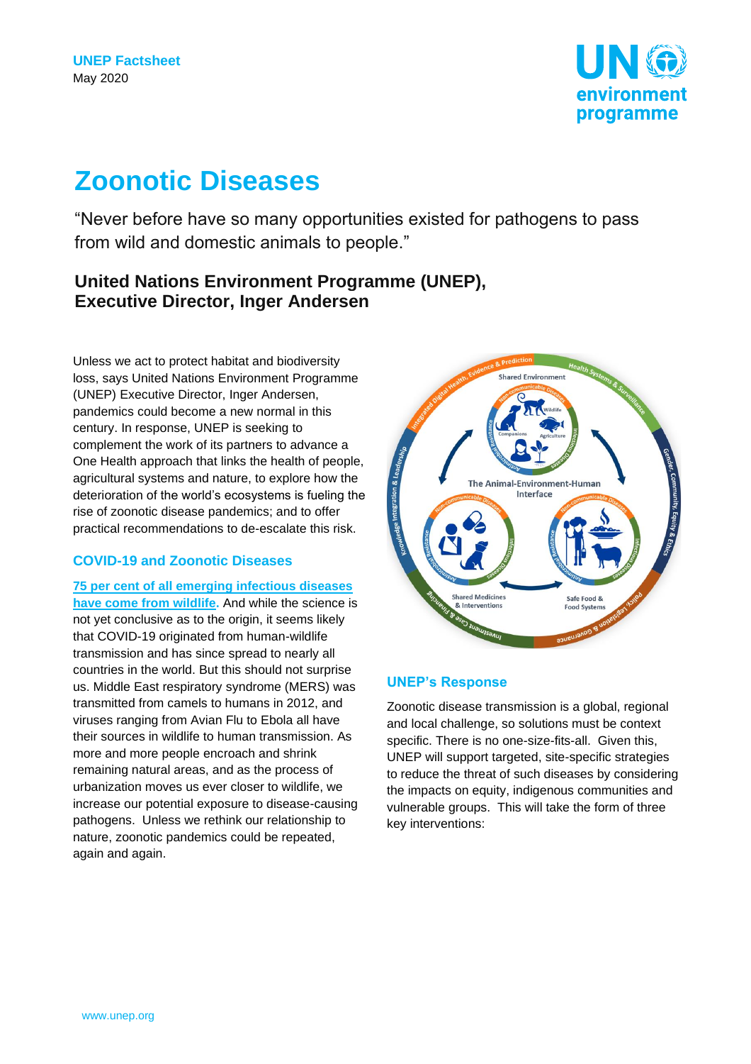**UNEP Factsheet**
May 2020

# Zoonotic Diseases

"Never before have so many opportunities existed for pathogens to pass from wild and domestic animals to people."

**United Nations Environment Programme (UNEP), Executive Director, Inger Andersen**

Unless we act to protect habitat and biodiversity loss, says United Nations Environment Programme (UNEP) Executive Director, Inger Andersen, pandemics could become a new normal in this century. In response, UNEP is seeking to complement the work of its partners to advance a One Health approach that links the health of people, agricultural systems and nature, to explore how the deterioration of the world's ecosystems is fueling the rise of zoonotic disease pandemics; and to offer practical recommendations to de-escalate this risk.

## COVID-19 and Zoonotic Diseases

**75 per cent of all emerging infectious diseases have come from wildlife.** And while the science is not yet conclusive as to the origin, it seems likely that COVID-19 originated from human-wildlife transmission and has since spread to nearly all countries in the world. But this should not surprise us. Middle East respiratory syndrome (MERS) was transmitted from camels to humans in 2012, and viruses ranging from Avian Flu to Ebola all have their sources in wildlife to human transmission. As more and more people encroach and shrink remaining natural areas, and as the process of urbanization moves us ever closer to wildlife, we increase our potential exposure to disease-causing pathogens. Unless we rethink our relationship to nature, zoonotic pandemics could be repeated, again and again.

## UNEP's Response

Zoonotic disease transmission is a global, regional and local challenge, so solutions must be context specific. There is no one-size-fits-all. Given this, UNEP will support targeted, site-specific strategies to reduce the threat of such diseases by considering the impacts on equity, indigenous communities and vulnerable groups. This will take the form of three key interventions: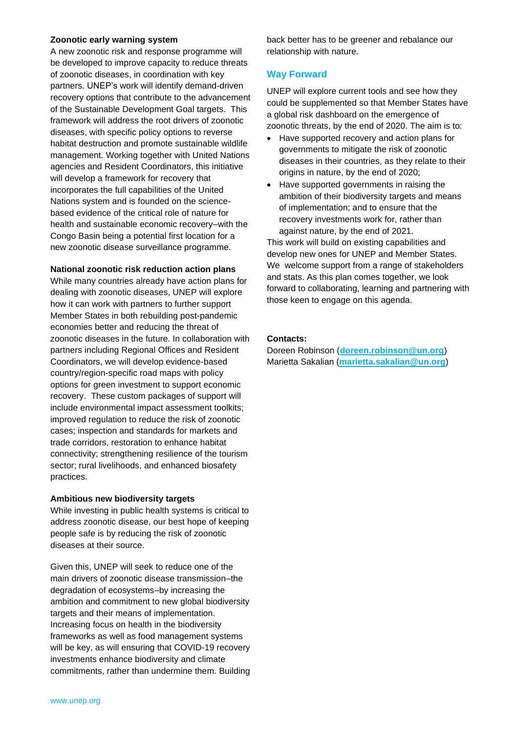**Zoonotic early warning system**

A new zoonotic risk and response programme will be developed to improve capacity to reduce threats of zoonotic diseases, in coordination with key partners. UNEP's work will identify demand-driven recovery options that contribute to the advancement of the Sustainable Development Goal targets. This framework will address the root drivers of zoonotic diseases, with specific policy options to reverse habitat destruction and promote sustainable wildlife management. Working together with United Nations agencies and Resident Coordinators, this initiative will develop a framework for recovery that incorporates the full capabilities of the United Nations system and is founded on the science-based evidence of the critical role of nature for health and sustainable economic recovery–with the Congo Basin being a potential first location for a new zoonotic disease surveillance programme.

**National zoonotic risk reduction action plans**

While many countries already have action plans for dealing with zoonotic diseases, UNEP will explore how it can work with partners to further support Member States in both rebuilding post-pandemic economies better and reducing the threat of zoonotic diseases in the future. In collaboration with partners including Regional Offices and Resident Coordinators, we will develop evidence-based country/region-specific road maps with policy options for green investment to support economic recovery. These custom packages of support will include environmental impact assessment toolkits; improved regulation to reduce the risk of zoonotic cases; inspection and standards for markets and trade corridors, restoration to enhance habitat connectivity; strengthening resilience of the tourism sector; rural livelihoods, and enhanced biosafety practices.

**Ambitious new biodiversity targets**

While investing in public health systems is critical to address zoonotic disease, our best hope of keeping people safe is by reducing the risk of zoonotic diseases at their source.

Given this, UNEP will seek to reduce one of the main drivers of zoonotic disease transmission–the degradation of ecosystems–by increasing the ambition and commitment to new global biodiversity targets and their means of implementation. Increasing focus on health in the biodiversity frameworks as well as food management systems will be key, as will ensuring that COVID-19 recovery investments enhance biodiversity and climate commitments, rather than undermine them. Building back better has to be greener and rebalance our relationship with nature.

## Way Forward

UNEP will explore current tools and see how they could be supplemented so that Member States have a global risk dashboard on the emergence of zoonotic threats, by the end of 2020. The aim is to:

- Have supported recovery and action plans for governments to mitigate the risk of zoonotic diseases in their countries, as they relate to their origins in nature, by the end of 2020;
- Have supported governments in raising the ambition of their biodiversity targets and means of implementation; and to ensure that the recovery investments work for, rather than against nature, by the end of 2021.

This work will build on existing capabilities and develop new ones for UNEP and Member States. We welcome support from a range of stakeholders and stats. As this plan comes together, we look forward to collaborating, learning and partnering with those keen to engage on this agenda.

**Contacts:**

Doreen Robinson (**doreen.robinson@un.org**)
Marietta Sakalian (**marietta.sakalian@un.org**)